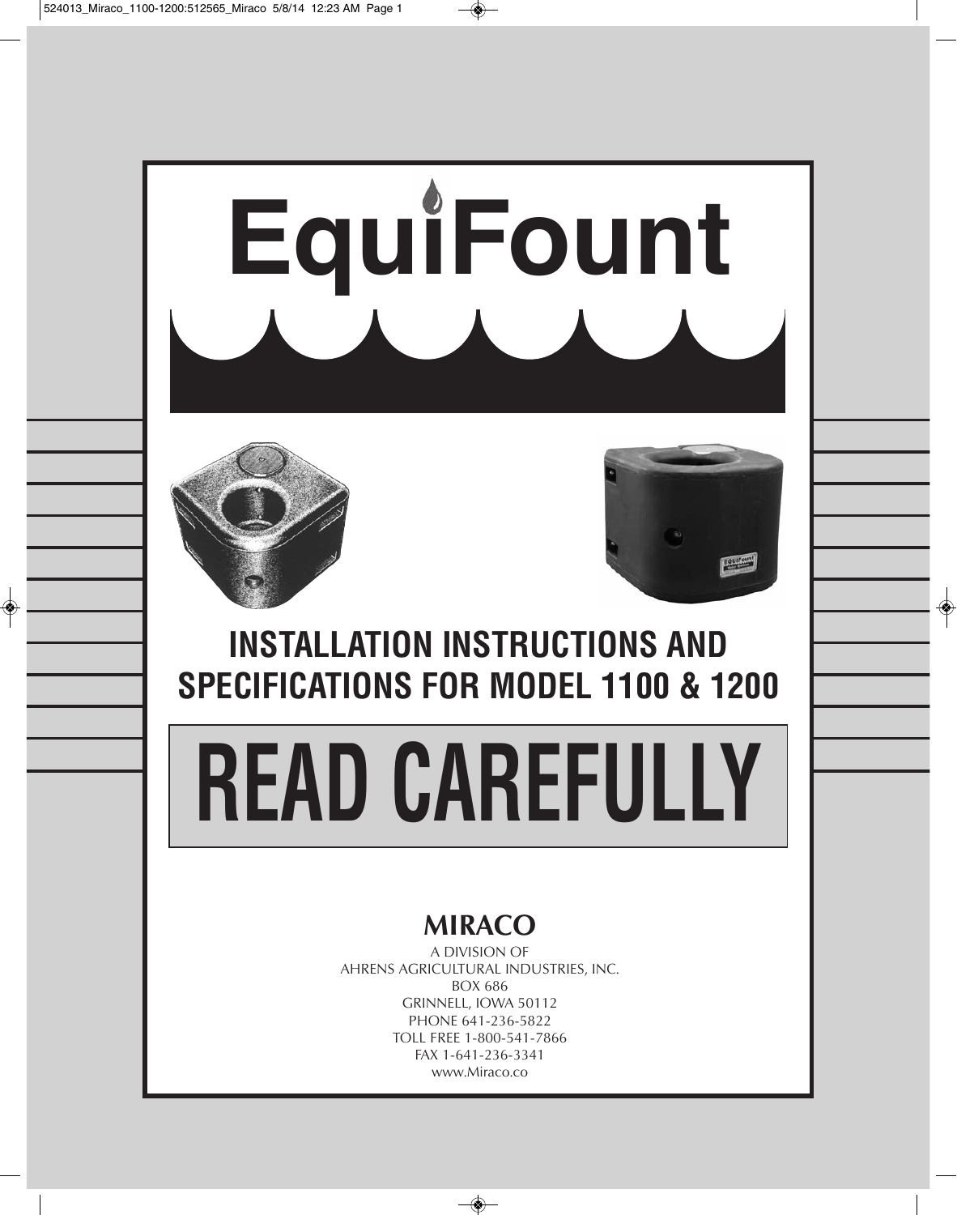# EquiFount

## INSTALLATION INSTRUCTIONS AND SPECIFICATIONS FOR MODEL 1100 & 1200

# READ CAREFULLY

**MIRACO**

A DIVISION OF
AHRENS AGRICULTURAL INDUSTRIES, INC.
BOX 686
GRINNELL, IOWA 50112
PHONE 641-236-5822
TOLL FREE 1-800-541-7866
FAX 1-641-236-3341
www.Miraco.co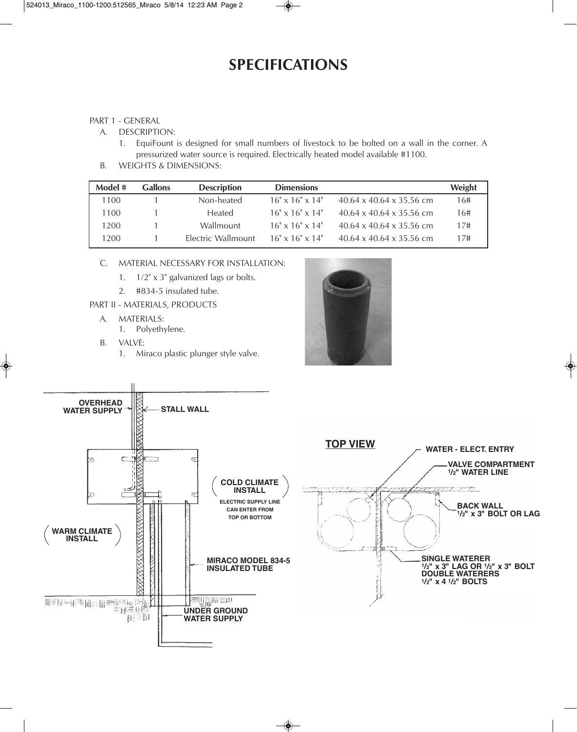# SPECIFICATIONS

PART 1 - GENERAL

A. DESCRIPTION:

1. EquiFount is designed for small numbers of livestock to be bolted on a wall in the corner. A pressurized water source is required. Electrically heated model available #1100.

B. WEIGHTS & DIMENSIONS:

| Model # | Gallons | Description | Dimensions | | Weight |
|---|---|---|---|---|---|
| 1100 | 1 | Non-heated | 16" x 16" x 14" | 40.64 x 40.64 x 35.56 cm | 16# |
| 1100 | 1 | Heated | 16" x 16" x 14" | 40.64 x 40.64 x 35.56 cm | 16# |
| 1200 | 1 | Wallmount | 16" x 16" x 14" | 40.64 x 40.64 x 35.56 cm | 17# |
| 1200 | 1 | Electric Wallmount | 16" x 16" x 14" | 40.64 x 40.64 x 35.56 cm | 17# |

C. MATERIAL NECESSARY FOR INSTALLATION:

1. 1/2" x 3" galvanized lags or bolts.
2. #834-5 insulated tube.

PART II - MATERIALS, PRODUCTS

A. MATERIALS:

1. Polyethylene.

B. VALVE:

1. Miraco plastic plunger style valve.

OVERHEAD WATER SUPPLY

STALL WALL

COLD CLIMATE INSTALL

ELECTRIC SUPPLY LINE CAN ENTER FROM TOP OR BOTTOM

WARM CLIMATE INSTALL

MIRACO MODEL 834-5 INSULATED TUBE

UNDER GROUND WATER SUPPLY

TOP VIEW

WATER - ELECT. ENTRY

VALVE COMPARTMENT 1/2" WATER LINE

BACK WALL 1/2" x 3" BOLT OR LAG

SINGLE WATERER 1/2" x 3" LAG OR 1/2" x 3" BOLT
DOUBLE WATERERS 1/2" x 4 1/2" BOLTS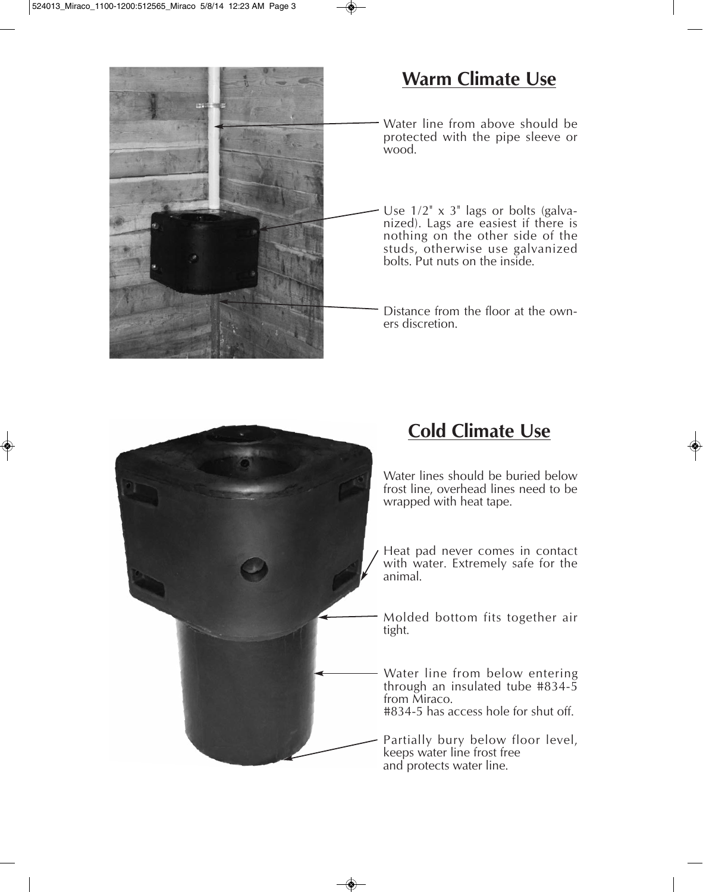## Warm Climate Use

Water line from above should be protected with the pipe sleeve or wood.

Use 1/2" x 3" lags or bolts (galvanized). Lags are easiest if there is nothing on the other side of the studs, otherwise use galvanized bolts. Put nuts on the inside.

Distance from the floor at the owners discretion.

## Cold Climate Use

Water lines should be buried below frost line, overhead lines need to be wrapped with heat tape.

Heat pad never comes in contact with water. Extremely safe for the animal.

Molded bottom fits together air tight.

Water line from below entering through an insulated tube #834-5 from Miraco.
#834-5 has access hole for shut off.

Partially bury below floor level, keeps water line frost free and protects water line.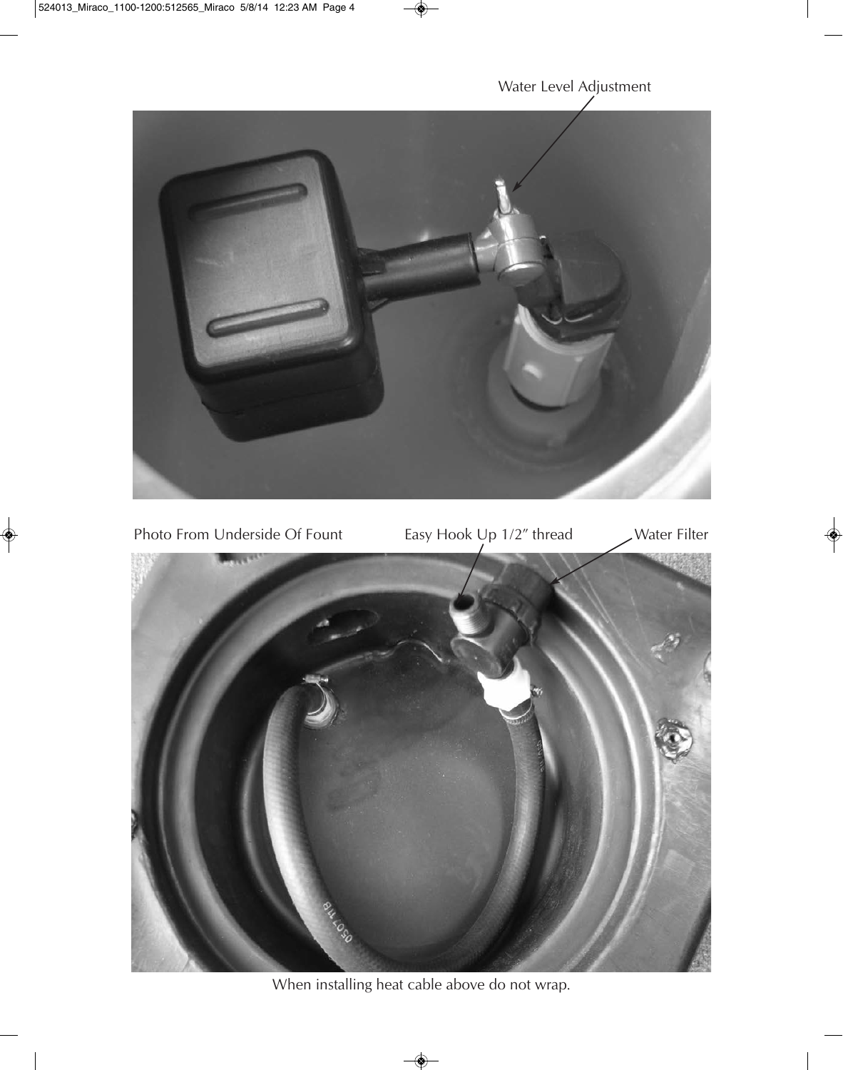Water Level Adjustment

Photo From Underside Of Fount

Easy Hook Up 1/2″ thread

Water Filter

When installing heat cable above do not wrap.